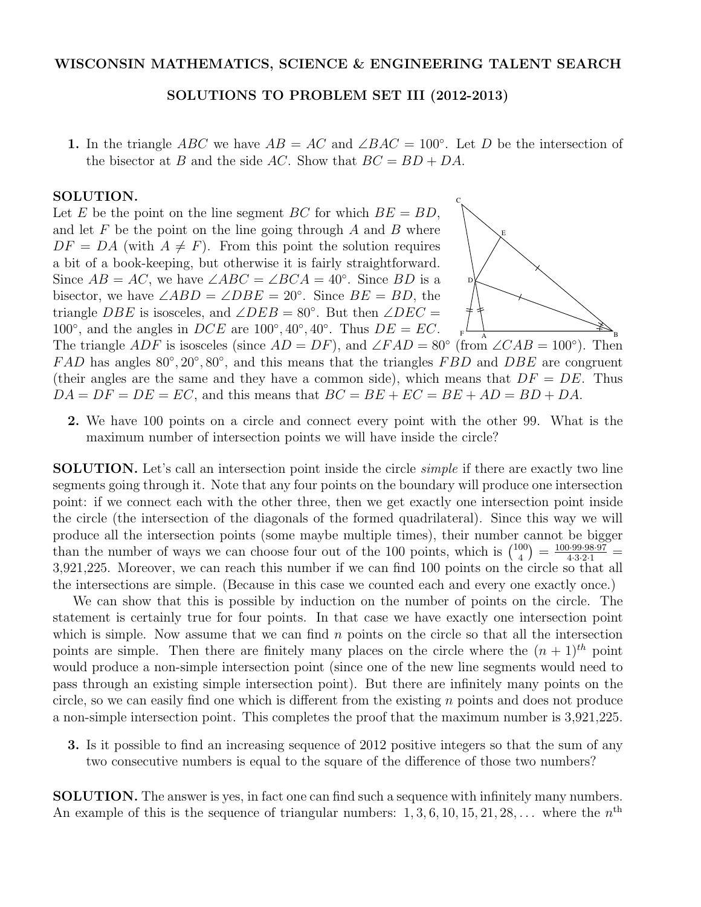**WISCONSIN MATHEMATICS, SCIENCE & ENGINEERING TALENT SEARCH**

**SOLUTIONS TO PROBLEM SET III (2012-2013)**

**1.** In the triangle $ABC$ we have $AB = AC$ and $\angle BAC = 100^\circ$. Let $D$ be the intersection of the bisector at $B$ and the side $AC$. Show that $BC = BD + DA$.

**SOLUTION.**
Let $E$ be the point on the line segment $BC$ for which $BE = BD$, and let $F$ be the point on the line going through $A$ and $B$ where $DF = DA$ (with $A \neq F$). From this point the solution requires a bit of a book-keeping, but otherwise it is fairly straightforward. Since $AB = AC$, we have $\angle ABC = \angle BCA = 40^\circ$. Since $BD$ is a bisector, we have $\angle ABD = \angle DBE = 20^\circ$. Since $BE = BD$, the triangle $DBE$ is isosceles, and $\angle DEB = 80^\circ$. But then $\angle DEC = 100^\circ$, and the angles in $DCE$ are $100^\circ, 40^\circ, 40^\circ$. Thus $DE = EC$. The triangle $ADF$ is isosceles (since $AD = DF$), and $\angle FAD = 80^\circ$ (from $\angle CAB = 100^\circ$). Then $FAD$ has angles $80^\circ, 20^\circ, 80^\circ$, and this means that the triangles $FBD$ and $DBE$ are congruent (their angles are the same and they have a common side), which means that $DF = DE$. Thus $DA = DF = DE = EC$, and this means that $BC = BE + EC = BE + AD = BD + DA$.

**2.** We have 100 points on a circle and connect every point with the other 99. What is the maximum number of intersection points we will have inside the circle?

**SOLUTION.** Let's call an intersection point inside the circle *simple* if there are exactly two line segments going through it. Note that any four points on the boundary will produce one intersection point: if we connect each with the other three, then we get exactly one intersection point inside the circle (the intersection of the diagonals of the formed quadrilateral). Since this way we will produce all the intersection points (some maybe multiple times), their number cannot be bigger than the number of ways we can choose four out of the 100 points, which is $\binom{100}{4} = \frac{100\cdot 99\cdot 98\cdot 97}{4\cdot 3\cdot 2\cdot 1} =$ 3,921,225. Moreover, we can reach this number if we can find 100 points on the circle so that all the intersections are simple. (Because in this case we counted each and every one exactly once.)

We can show that this is possible by induction on the number of points on the circle. The statement is certainly true for four points. In that case we have exactly one intersection point which is simple. Now assume that we can find $n$ points on the circle so that all the intersection points are simple. Then there are finitely many places on the circle where the $(n+1)^{th}$ point would produce a non-simple intersection point (since one of the new line segments would need to pass through an existing simple intersection point). But there are infinitely many points on the circle, so we can easily find one which is different from the existing $n$ points and does not produce a non-simple intersection point. This completes the proof that the maximum number is 3,921,225.

**3.** Is it possible to find an increasing sequence of 2012 positive integers so that the sum of any two consecutive numbers is equal to the square of the difference of those two numbers?

**SOLUTION.** The answer is yes, in fact one can find such a sequence with infinitely many numbers. An example of this is the sequence of triangular numbers: $1, 3, 6, 10, 15, 21, 28, \dots$ where the $n^{\text{th}}$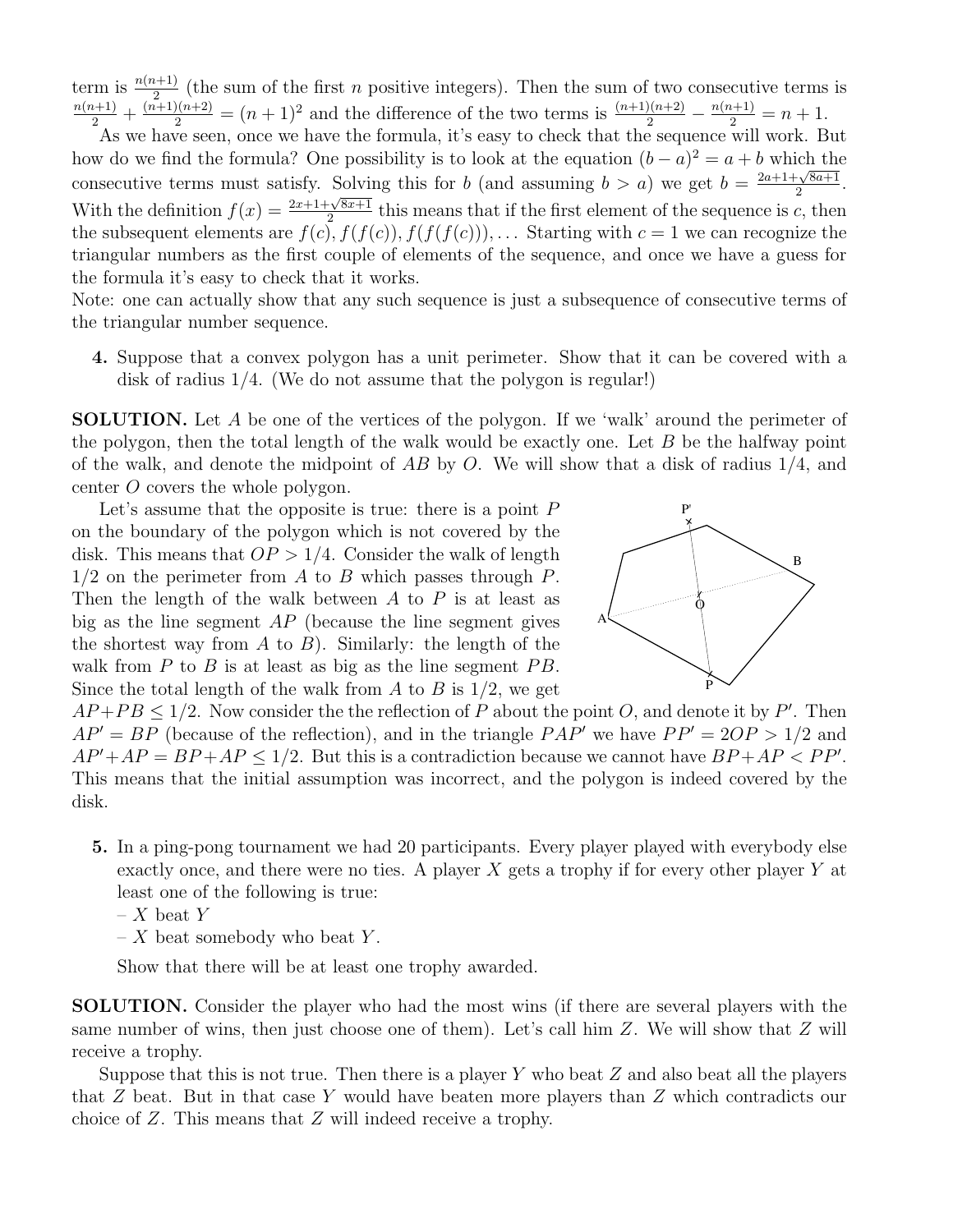term is $\frac{n(n+1)}{2}$ (the sum of the first $n$ positive integers). Then the sum of two consecutive terms is $\frac{n(n+1)}{2} + \frac{(n+1)(n+2)}{2} = (n+1)^2$ and the difference of the two terms is $\frac{(n+1)(n+2)}{2} - \frac{n(n+1)}{2} = n+1$.

As we have seen, once we have the formula, it's easy to check that the sequence will work. But how do we find the formula? One possibility is to look at the equation $(b-a)^2 = a+b$ which the consecutive terms must satisfy. Solving this for $b$ (and assuming $b > a$) we get $b = \frac{2a+1+\sqrt{8a+1}}{2}$. With the definition $f(x) = \frac{2x+1+\sqrt{8x+1}}{2}$ this means that if the first element of the sequence is $c$, then the subsequent elements are $f(c), f(f(c)), f(f(f(c))), \ldots$ Starting with $c = 1$ we can recognize the triangular numbers as the first couple of elements of the sequence, and once we have a guess for the formula it's easy to check that it works.

Note: one can actually show that any such sequence is just a subsequence of consecutive terms of the triangular number sequence.

**4.** Suppose that a convex polygon has a unit perimeter. Show that it can be covered with a disk of radius 1/4. (We do not assume that the polygon is regular!)

**SOLUTION.** Let $A$ be one of the vertices of the polygon. If we 'walk' around the perimeter of the polygon, then the total length of the walk would be exactly one. Let $B$ be the halfway point of the walk, and denote the midpoint of $AB$ by $O$. We will show that a disk of radius 1/4, and center $O$ covers the whole polygon.

Let's assume that the opposite is true: there is a point $P$ on the boundary of the polygon which is not covered by the disk. This means that $OP > 1/4$. Consider the walk of length 1/2 on the perimeter from $A$ to $B$ which passes through $P$. Then the length of the walk between $A$ to $P$ is at least as big as the line segment $AP$ (because the line segment gives the shortest way from $A$ to $B$). Similarly: the length of the walk from $P$ to $B$ is at least as big as the line segment $PB$. Since the total length of the walk from $A$ to $B$ is 1/2, we get $AP+PB \leq 1/2$. Now consider the the reflection of $P$ about the point $O$, and denote it by $P'$. Then $AP' = BP$ (because of the reflection), and in the triangle $PAP'$ we have $PP' = 2OP > 1/2$ and $AP'+AP = BP+AP \leq 1/2$. But this is a contradiction because we cannot have $BP+AP < PP'$. This means that the initial assumption was incorrect, and the polygon is indeed covered by the disk.

**5.** In a ping-pong tournament we had 20 participants. Every player played with everybody else exactly once, and there were no ties. A player $X$ gets a trophy if for every other player $Y$ at least one of the following is true:

– $X$ beat $Y$

– $X$ beat somebody who beat $Y$.

Show that there will be at least one trophy awarded.

**SOLUTION.** Consider the player who had the most wins (if there are several players with the same number of wins, then just choose one of them). Let's call him $Z$. We will show that $Z$ will receive a trophy.

Suppose that this is not true. Then there is a player $Y$ who beat $Z$ and also beat all the players that $Z$ beat. But in that case $Y$ would have beaten more players than $Z$ which contradicts our choice of $Z$. This means that $Z$ will indeed receive a trophy.